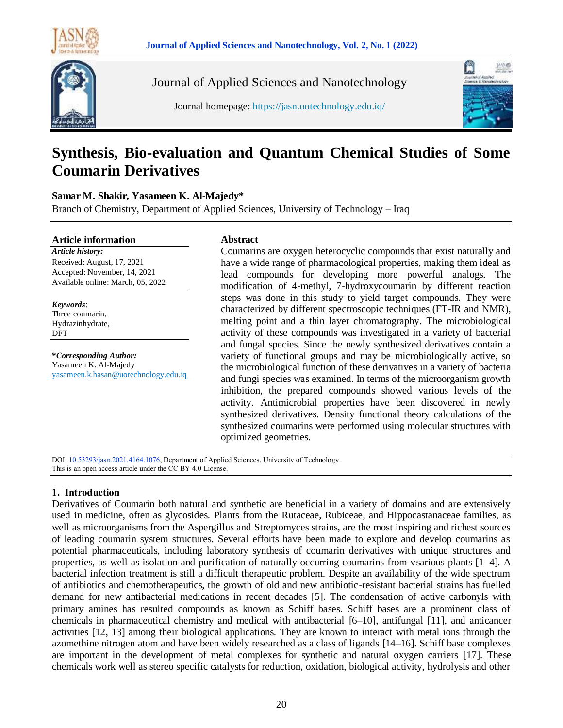# Synthesis, Bio-evaluation and Quantum Chemical Studies of Some Coumarin Derivatives

**Samar M. Shakir, Yasameen K. Al-Majedy***

Branch of Chemistry, Department of Applied Sciences, University of Technology – Iraq

### Article information

***Article history:***

Received: August, 17, 2021

Accepted: November, 14, 2021

Available online: March, 05, 2022

***Keywords***:

Three coumarin,
Hydrazinhydrate,
DFT

***Corresponding Author:***

Yasameen K. Al-Majedy

yasameen.k.hasan@uotechnology.edu.iq

### Abstract

Coumarins are oxygen heterocyclic compounds that exist naturally and have a wide range of pharmacological properties, making them ideal as lead compounds for developing more powerful analogs. The modification of 4-methyl, 7-hydroxycoumarin by different reaction steps was done in this study to yield target compounds. They were characterized by different spectroscopic techniques (FT-IR and NMR), melting point and a thin layer chromatography. The microbiological activity of these compounds was investigated in a variety of bacterial and fungal species. Since the newly synthesized derivatives contain a variety of functional groups and may be microbiologically active, so the microbiological function of these derivatives in a variety of bacteria and fungi species was examined. In terms of the microorganism growth inhibition, the prepared compounds showed various levels of the activity. Antimicrobial properties have been discovered in newly synthesized derivatives. Density functional theory calculations of the synthesized coumarins were performed using molecular structures with optimized geometries.

DOI: 10.53293/jasn.2021.4164.1076, Department of Applied Sciences, University of Technology
This is an open access article under the CC BY 4.0 License.

## 1. Introduction

Derivatives of Coumarin both natural and synthetic are beneficial in a variety of domains and are extensively used in medicine, often as glycosides. Plants from the Rutaceae, Rubiceae, and Hippocastanaceae families, as well as microorganisms from the Aspergillus and Streptomyces strains, are the most inspiring and richest sources of leading coumarin system structures. Several efforts have been made to explore and develop coumarins as potential pharmaceuticals, including laboratory synthesis of coumarin derivatives with unique structures and properties, as well as isolation and purification of naturally occurring coumarins from vsarious plants [1–4]. A bacterial infection treatment is still a difficult therapeutic problem. Despite an availability of the wide spectrum of antibiotics and chemotherapeutics, the growth of old and new antibiotic-resistant bacterial strains has fuelled demand for new antibacterial medications in recent decades [5]. The condensation of active carbonyls with primary amines has resulted compounds as known as Schiff bases. Schiff bases are a prominent class of chemicals in pharmaceutical chemistry and medical with antibacterial [6–10], antifungal [11], and anticancer activities [12, 13] among their biological applications. They are known to interact with metal ions through the azomethine nitrogen atom and have been widely researched as a class of ligands [14–16]. Schiff base complexes are important in the development of metal complexes for synthetic and natural oxygen carriers [17]. These chemicals work well as stereo specific catalysts for reduction, oxidation, biological activity, hydrolysis and other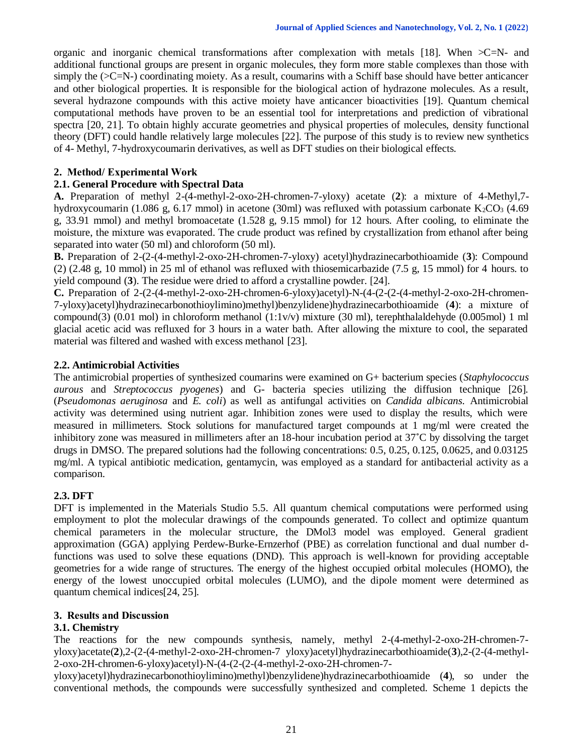organic and inorganic chemical transformations after complexation with metals [18]. When >C=N- and additional functional groups are present in organic molecules, they form more stable complexes than those with simply the (>C=N-) coordinating moiety. As a result, coumarins with a Schiff base should have better anticancer and other biological properties. It is responsible for the biological action of hydrazone molecules. As a result, several hydrazone compounds with this active moiety have anticancer bioactivities [19]. Quantum chemical computational methods have proven to be an essential tool for interpretations and prediction of vibrational spectra [20, 21]. To obtain highly accurate geometries and physical properties of molecules, density functional theory (DFT) could handle relatively large molecules [22]. The purpose of this study is to review new synthetics of 4- Methyl, 7-hydroxycoumarin derivatives, as well as DFT studies on their biological effects.

## 2. Method/ Experimental Work

### 2.1. General Procedure with Spectral Data

**A.** Preparation of methyl 2-(4-methyl-2-oxo-2H-chromen-7-yloxy) acetate (**2**): a mixture of 4-Methyl,7-hydroxycoumarin (1.086 g, 6.17 mmol) in acetone (30ml) was refluxed with potassium carbonate $K_2CO_3$ (4.69 g, 33.91 mmol) and methyl bromoacetate (1.528 g, 9.15 mmol) for 12 hours. After cooling, to eliminate the moisture, the mixture was evaporated. The crude product was refined by crystallization from ethanol after being separated into water (50 ml) and chloroform (50 ml).

**B.** Preparation of 2-(2-(4-methyl-2-oxo-2H-chromen-7-yloxy) acetyl)hydrazinecarbothioamide (**3**): Compound (2) (2.48 g, 10 mmol) in 25 ml of ethanol was refluxed with thiosemicarbazide (7.5 g, 15 mmol) for 4 hours. to yield compound (**3**). The residue were dried to afford a crystalline powder. [24].

**C.** Preparation of 2-(2-(4-methyl-2-oxo-2H-chromen-6-yloxy)acetyl)-N-(4-(2-(2-(4-methyl-2-oxo-2H-chromen-7-yloxy)acetyl)hydrazinecarbonothioylimino)methyl)benzylidene)hydrazinecarbothioamide (**4**): a mixture of compound(3) (0.01 mol) in chloroform methanol (1:1v/v) mixture (30 ml), terephthalaldehyde (0.005mol) 1 ml glacial acetic acid was refluxed for 3 hours in a water bath. After allowing the mixture to cool, the separated material was filtered and washed with excess methanol [23].

### 2.2. Antimicrobial Activities

The antimicrobial properties of synthesized coumarins were examined on G+ bacterium species (*Staphylococcus aurous* and *Streptococcus pyogenes*) and G- bacteria species utilizing the diffusion technique [26]. (*Pseudomonas aeruginosa* and *E. coli*) as well as antifungal activities on *Candida albicans*. Antimicrobial activity was determined using nutrient agar. Inhibition zones were used to display the results, which were measured in millimeters. Stock solutions for manufactured target compounds at 1 mg/ml were created the inhibitory zone was measured in millimeters after an 18-hour incubation period at 37˚C by dissolving the target drugs in DMSO. The prepared solutions had the following concentrations: 0.5, 0.25, 0.125, 0.0625, and 0.03125 mg/ml. A typical antibiotic medication, gentamycin, was employed as a standard for antibacterial activity as a comparison.

### 2.3. DFT

DFT is implemented in the Materials Studio 5.5. All quantum chemical computations were performed using employment to plot the molecular drawings of the compounds generated. To collect and optimize quantum chemical parameters in the molecular structure, the DMol3 model was employed. General gradient approximation (GGA) applying Perdew-Burke-Ernzerhof (PBE) as correlation functional and dual number d-functions was used to solve these equations (DND). This approach is well-known for providing acceptable geometries for a wide range of structures. The energy of the highest occupied orbital molecules (HOMO), the energy of the lowest unoccupied orbital molecules (LUMO), and the dipole moment were determined as quantum chemical indices[24, 25].

## 3. Results and Discussion

### 3.1. Chemistry

The reactions for the new compounds synthesis, namely, methyl 2-(4-methyl-2-oxo-2H-chromen-7-yloxy)acetate(**2**),2-(2-(4-methyl-2-oxo-2H-chromen-7 yloxy)acetyl)hydrazinecarbothioamide(**3**),2-(2-(4-methyl-2-oxo-2H-chromen-6-yloxy)acetyl)-N-(4-(2-(2-(4-methyl-2-oxo-2H-chromen-7-yloxy)acetyl)hydrazinecarbonothioylimino)methyl)benzylidene)hydrazinecarbothioamide (**4**), so under the conventional methods, the compounds were successfully synthesized and completed. Scheme 1 depicts the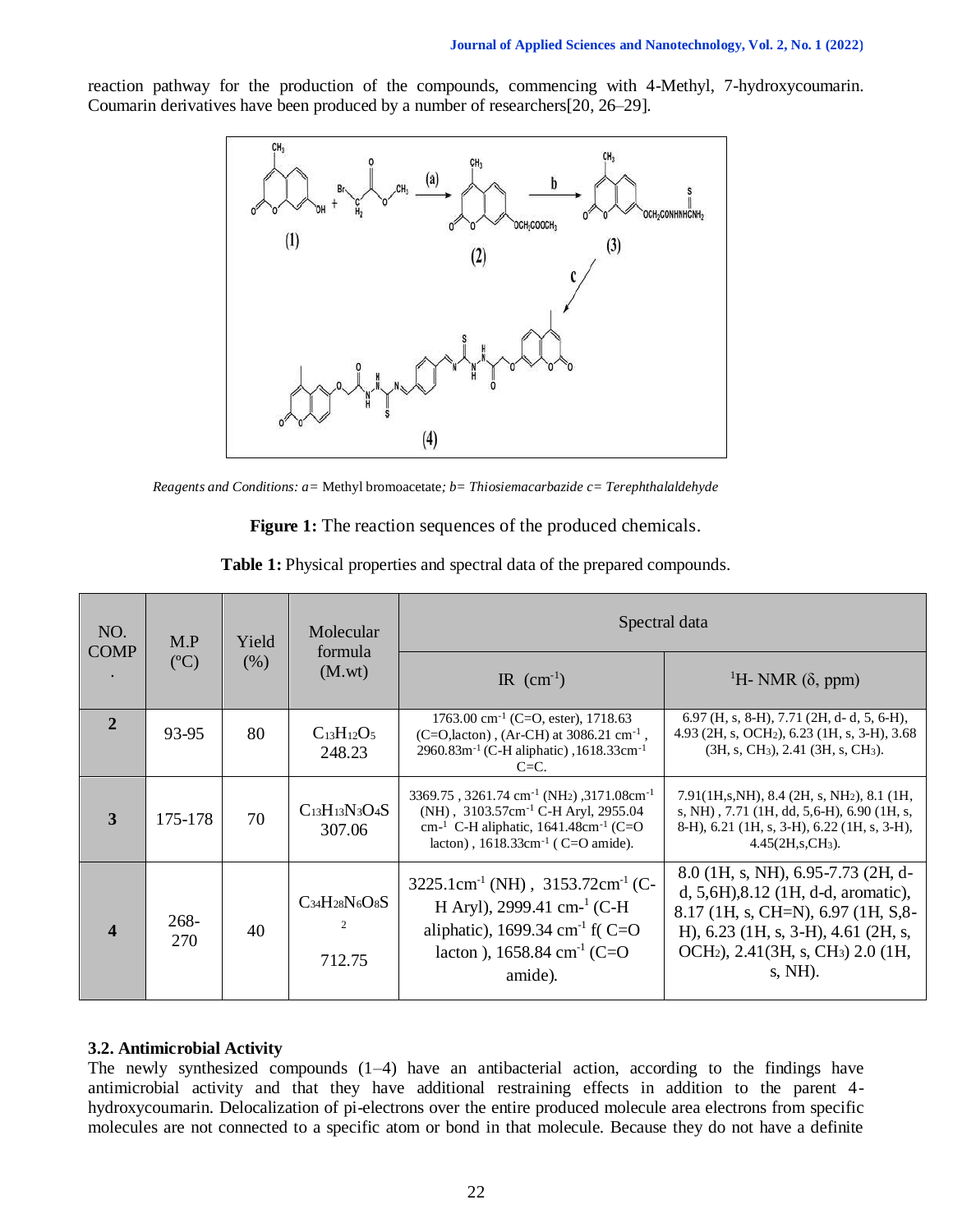reaction pathway for the production of the compounds, commencing with 4-Methyl, 7-hydroxycoumarin. Coumarin derivatives have been produced by a number of researchers[20, 26–29].

*Reagents and Conditions: a=* Methyl bromoacetate*; b= Thiosiemacarbazide c= Terephthalaldehyde*

**Figure 1:** The reaction sequences of the produced chemicals.

**Table 1:** Physical properties and spectral data of the prepared compounds.

| NO. COMP. | M.P (ºC) | Yield (%) | Molecular formula (M.wt) | Spectral data | |
|---|---|---|---|---|---|
| | | | | IR ($cm^{-1}$) | $^1$H- NMR (δ, ppm) |
| **2** | 93-95 | 80 | $C_{13}H_{12}O_5$ 248.23 | 1763.00 $cm^{-1}$ (C=O, ester), 1718.63 (C=O,lacton) , (Ar-CH) at 3086.21 $cm^{-1}$ , 2960.83m$^{-1}$ (C-H aliphatic) ,1618.33cm$^{-1}$ C=C. | 6.97 (H, s, 8-H), 7.71 (2H, d- d, 5, 6-H), 4.93 (2H, s, $OCH_2$), 6.23 (1H, s, 3-H), 3.68 (3H, s, $CH_3$), 2.41 (3H, s, $CH_3$). |
| **3** | 175-178 | 70 | $C_{13}H_{13}N_3O_4S$ 307.06 | 3369.75 , 3261.74 $cm^{-1}$ ($NH_2$) ,3171.08cm$^{-1}$ (NH) , 3103.57cm$^{-1}$ C-H Aryl, 2955.04 cm-$^1$ C-H aliphatic, 1641.48cm$^{-1}$ (C=O lacton) , 1618.33cm$^{-1}$ ( C=O amide). | 7.91(1H,s,NH), 8.4 (2H, s, $NH_2$), 8.1 (1H, s, NH) , 7.71 (1H, dd, 5,6-H), 6.90 (1H, s, 8-H), 6.21 (1H, s, 3-H), 6.22 (1H, s, 3-H), 4.45(2H,s,$CH_3$). |
| **4** | 268-270 | 40 | $C_{34}H_{28}N_6O_8S_2$ 712.75 | 3225.1cm$^{-1}$ (NH) , 3153.72cm$^{-1}$ (C-H Aryl), 2999.41 cm-$^1$ (C-H aliphatic), 1699.34 $cm^{-1}$ f( C=O lacton ), 1658.84 $cm^{-1}$ (C=O amide). | 8.0 (1H, s, NH), 6.95-7.73 (2H, d-d, 5,6H),8.12 (1H, d-d, aromatic), 8.17 (1H, s, CH=N), 6.97 (1H, S,8-H), 6.23 (1H, s, 3-H), 4.61 (2H, s, $OCH_2$), 2.41(3H, s, $CH_3$) 2.0 (1H, s, NH). |

### 3.2. Antimicrobial Activity

The newly synthesized compounds (1–4) have an antibacterial action, according to the findings have antimicrobial activity and that they have additional restraining effects in addition to the parent 4-hydroxycoumarin. Delocalization of pi-electrons over the entire produced molecule area electrons from specific molecules are not connected to a specific atom or bond in that molecule. Because they do not have a definite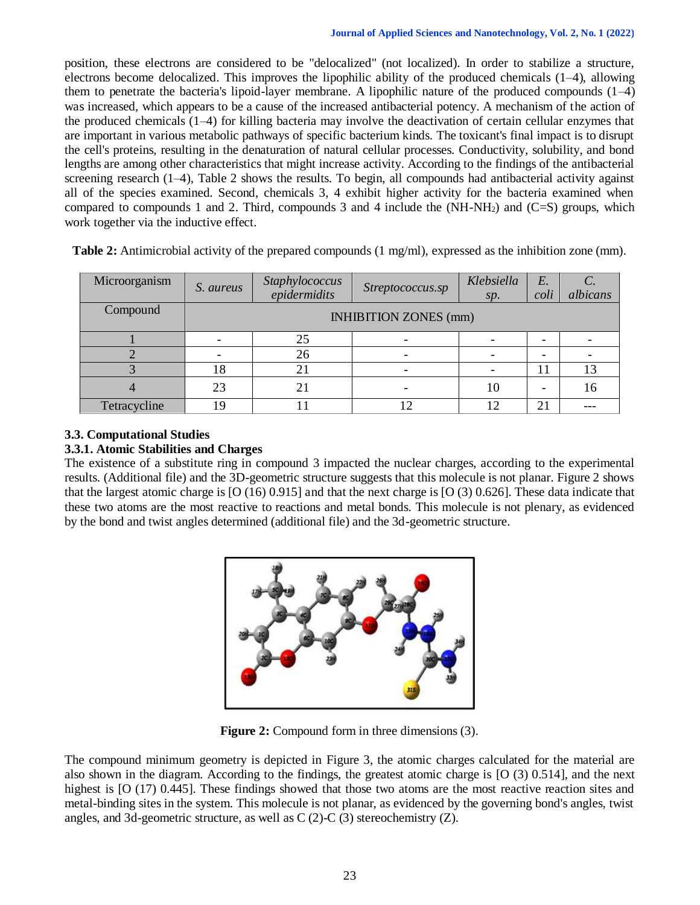position, these electrons are considered to be "delocalized" (not localized). In order to stabilize a structure, electrons become delocalized. This improves the lipophilic ability of the produced chemicals (1–4), allowing them to penetrate the bacteria's lipoid-layer membrane. A lipophilic nature of the produced compounds (1–4) was increased, which appears to be a cause of the increased antibacterial potency. A mechanism of the action of the produced chemicals (1–4) for killing bacteria may involve the deactivation of certain cellular enzymes that are important in various metabolic pathways of specific bacterium kinds. The toxicant's final impact is to disrupt the cell's proteins, resulting in the denaturation of natural cellular processes. Conductivity, solubility, and bond lengths are among other characteristics that might increase activity. According to the findings of the antibacterial screening research (1–4), Table 2 shows the results. To begin, all compounds had antibacterial activity against all of the species examined. Second, chemicals 3, 4 exhibit higher activity for the bacteria examined when compared to compounds 1 and 2. Third, compounds 3 and 4 include the ($NH$-$NH_2$) and ($C$=$S$) groups, which work together via the inductive effect.

**Table 2:** Antimicrobial activity of the prepared compounds (1 mg/ml), expressed as the inhibition zone (mm).

| Microorganism | *S. aureus* | *Staphylococcus epidermidits* | *Streptococcus.sp* | *Klebsiella sp.* | *E. coli* | *C. albicans* |
|---|---|---|---|---|---|---|
| Compound | INHIBITION ZONES (mm) | | | | | |
| 1 | - | 25 | - | - | - | - |
| 2 | - | 26 | - | - | - | - |
| 3 | 18 | 21 | - | - | 11 | 13 |
| 4 | 23 | 21 | - | 10 | - | 16 |
| Tetracycline | 19 | 11 | 12 | 12 | 21 | --- |

### 3.3. Computational Studies

#### 3.3.1. Atomic Stabilities and Charges

The existence of a substitute ring in compound 3 impacted the nuclear charges, according to the experimental results. (Additional file) and the 3D-geometric structure suggests that this molecule is not planar. Figure 2 shows that the largest atomic charge is [O (16) 0.915] and that the next charge is [O (3) 0.626]. These data indicate that these two atoms are the most reactive to reactions and metal bonds. This molecule is not plenary, as evidenced by the bond and twist angles determined (additional file) and the 3d-geometric structure.

**Figure 2:** Compound form in three dimensions (3).

The compound minimum geometry is depicted in Figure 3, the atomic charges calculated for the material are also shown in the diagram. According to the findings, the greatest atomic charge is [O (3) 0.514], and the next highest is [O (17) 0.445]. These findings showed that those two atoms are the most reactive reaction sites and metal-binding sites in the system. This molecule is not planar, as evidenced by the governing bond's angles, twist angles, and 3d-geometric structure, as well as C (2)-C (3) stereochemistry (Z).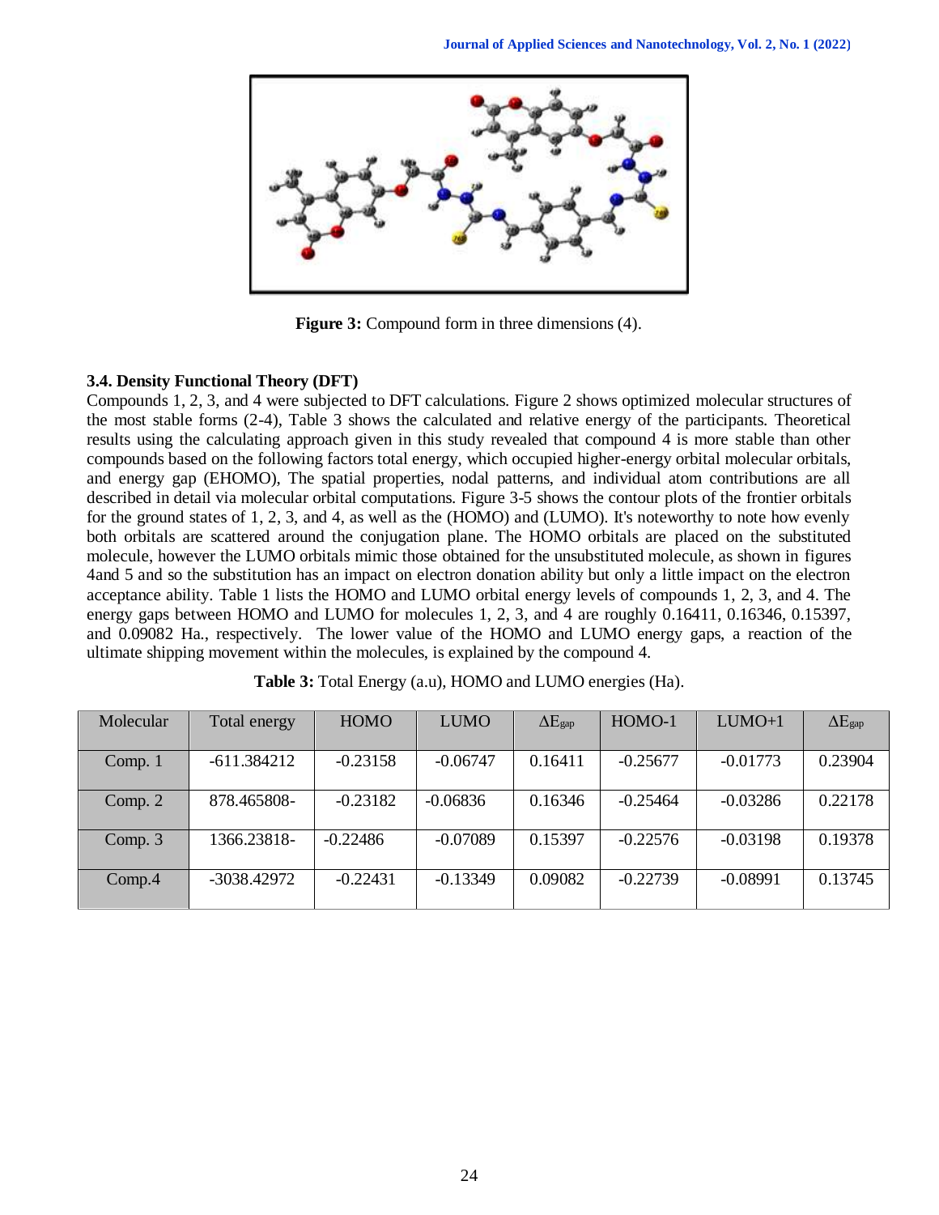**Figure 3:** Compound form in three dimensions (4).

### 3.4. Density Functional Theory (DFT)

Compounds 1, 2, 3, and 4 were subjected to DFT calculations. Figure 2 shows optimized molecular structures of the most stable forms (2-4), Table 3 shows the calculated and relative energy of the participants. Theoretical results using the calculating approach given in this study revealed that compound 4 is more stable than other compounds based on the following factors total energy, which occupied higher-energy orbital molecular orbitals, and energy gap (EHOMO), The spatial properties, nodal patterns, and individual atom contributions are all described in detail via molecular orbital computations. Figure 3-5 shows the contour plots of the frontier orbitals for the ground states of 1, 2, 3, and 4, as well as the (HOMO) and (LUMO). It's noteworthy to note how evenly both orbitals are scattered around the conjugation plane. The HOMO orbitals are placed on the substituted molecule, however the LUMO orbitals mimic those obtained for the unsubstituted molecule, as shown in figures 4and 5 and so the substitution has an impact on electron donation ability but only a little impact on the electron acceptance ability. Table 1 lists the HOMO and LUMO orbital energy levels of compounds 1, 2, 3, and 4. The energy gaps between HOMO and LUMO for molecules 1, 2, 3, and 4 are roughly 0.16411, 0.16346, 0.15397, and 0.09082 Ha., respectively. The lower value of the HOMO and LUMO energy gaps, a reaction of the ultimate shipping movement within the molecules, is explained by the compound 4.

**Table 3:** Total Energy (a.u), HOMO and LUMO energies (Ha).

| Molecular | Total energy | HOMO | LUMO | $\Delta E_{gap}$ | HOMO-1 | LUMO+1 | $\Delta E_{gap}$ |
|---|---|---|---|---|---|---|---|
| Comp. 1 | -611.384212 | -0.23158 | -0.06747 | 0.16411 | -0.25677 | -0.01773 | 0.23904 |
| Comp. 2 | 878.465808- | -0.23182 | -0.06836 | 0.16346 | -0.25464 | -0.03286 | 0.22178 |
| Comp. 3 | 1366.23818- | -0.22486 | -0.07089 | 0.15397 | -0.22576 | -0.03198 | 0.19378 |
| Comp.4 | -3038.42972 | -0.22431 | -0.13349 | 0.09082 | -0.22739 | -0.08991 | 0.13745 |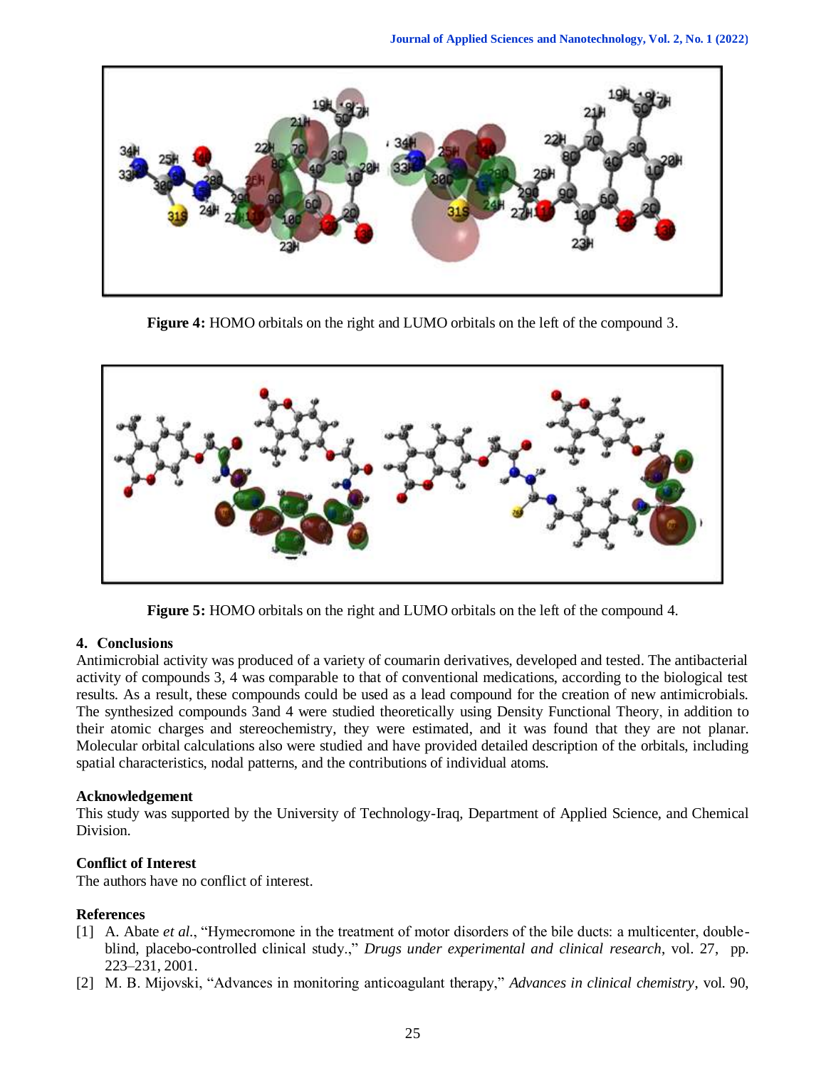Figure 4: HOMO orbitals on the right and LUMO orbitals on the left of the compound 3.

Figure 5: HOMO orbitals on the right and LUMO orbitals on the left of the compound 4.

## 4. Conclusions

Antimicrobial activity was produced of a variety of coumarin derivatives, developed and tested. The antibacterial activity of compounds 3, 4 was comparable to that of conventional medications, according to the biological test results. As a result, these compounds could be used as a lead compound for the creation of new antimicrobials. The synthesized compounds 3and 4 were studied theoretically using Density Functional Theory, in addition to their atomic charges and stereochemistry, they were estimated, and it was found that they are not planar. Molecular orbital calculations also were studied and have provided detailed description of the orbitals, including spatial characteristics, nodal patterns, and the contributions of individual atoms.

### Acknowledgement

This study was supported by the University of Technology-Iraq, Department of Applied Science, and Chemical Division.

### Conflict of Interest

The authors have no conflict of interest.

### References

[1] A. Abate *et al.*, "Hymecromone in the treatment of motor disorders of the bile ducts: a multicenter, double-blind, placebo-controlled clinical study.," *Drugs under experimental and clinical research*, vol. 27, pp. 223–231, 2001.

[2] M. B. Mijovski, "Advances in monitoring anticoagulant therapy," *Advances in clinical chemistry*, vol. 90,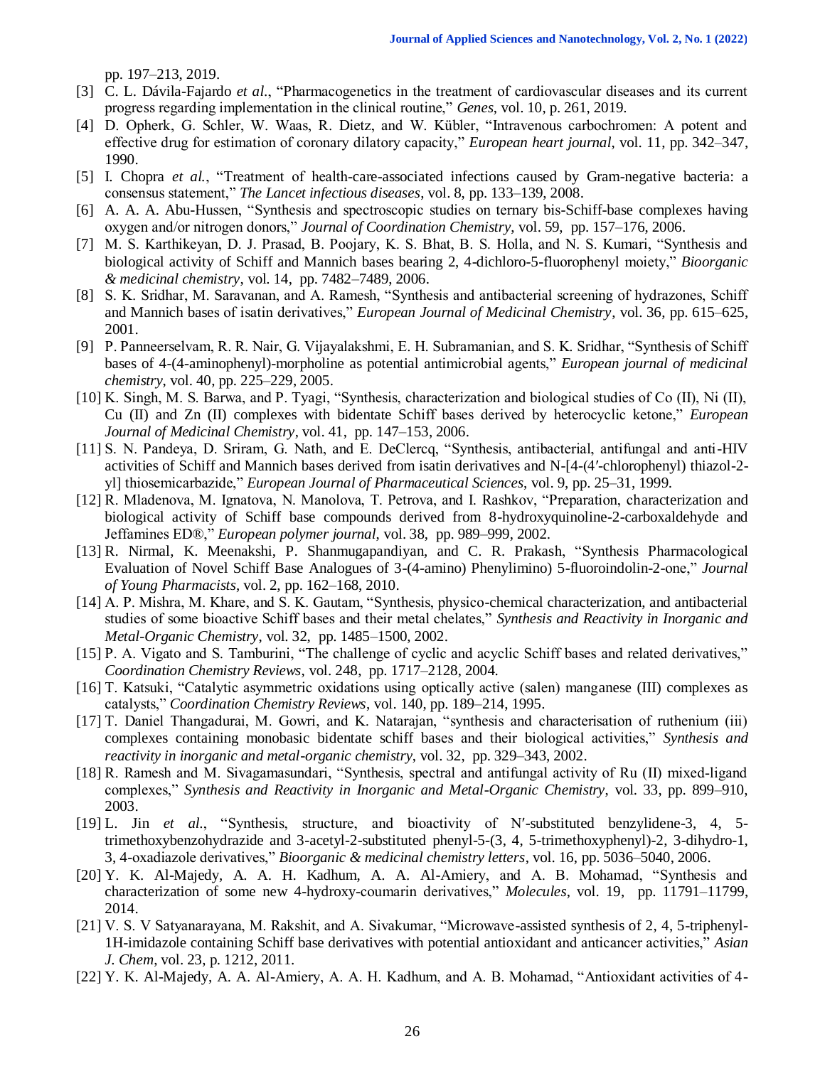pp. 197–213, 2019.

[3] C. L. Dávila-Fajardo *et al.*, "Pharmacogenetics in the treatment of cardiovascular diseases and its current progress regarding implementation in the clinical routine," *Genes*, vol. 10, p. 261, 2019.

[4] D. Opherk, G. Schler, W. Waas, R. Dietz, and W. Kübler, "Intravenous carbochromen: A potent and effective drug for estimation of coronary dilatory capacity," *European heart journal*, vol. 11, pp. 342–347, 1990.

[5] I. Chopra *et al.*, "Treatment of health-care-associated infections caused by Gram-negative bacteria: a consensus statement," *The Lancet infectious diseases*, vol. 8, pp. 133–139, 2008.

[6] A. A. A. Abu-Hussen, "Synthesis and spectroscopic studies on ternary bis-Schiff-base complexes having oxygen and/or nitrogen donors," *Journal of Coordination Chemistry*, vol. 59, pp. 157–176, 2006.

[7] M. S. Karthikeyan, D. J. Prasad, B. Poojary, K. S. Bhat, B. S. Holla, and N. S. Kumari, "Synthesis and biological activity of Schiff and Mannich bases bearing 2, 4-dichloro-5-fluorophenyl moiety," *Bioorganic & medicinal chemistry*, vol. 14, pp. 7482–7489, 2006.

[8] S. K. Sridhar, M. Saravanan, and A. Ramesh, "Synthesis and antibacterial screening of hydrazones, Schiff and Mannich bases of isatin derivatives," *European Journal of Medicinal Chemistry*, vol. 36, pp. 615–625, 2001.

[9] P. Panneerselvam, R. R. Nair, G. Vijayalakshmi, E. H. Subramanian, and S. K. Sridhar, "Synthesis of Schiff bases of 4-(4-aminophenyl)-morpholine as potential antimicrobial agents," *European journal of medicinal chemistry*, vol. 40, pp. 225–229, 2005.

[10] K. Singh, M. S. Barwa, and P. Tyagi, "Synthesis, characterization and biological studies of Co (II), Ni (II), Cu (II) and Zn (II) complexes with bidentate Schiff bases derived by heterocyclic ketone," *European Journal of Medicinal Chemistry*, vol. 41, pp. 147–153, 2006.

[11] S. N. Pandeya, D. Sriram, G. Nath, and E. DeClercq, "Synthesis, antibacterial, antifungal and anti-HIV activities of Schiff and Mannich bases derived from isatin derivatives and N-[4-(4′-chlorophenyl) thiazol-2-yl] thiosemicarbazide," *European Journal of Pharmaceutical Sciences*, vol. 9, pp. 25–31, 1999.

[12] R. Mladenova, M. Ignatova, N. Manolova, T. Petrova, and I. Rashkov, "Preparation, characterization and biological activity of Schiff base compounds derived from 8-hydroxyquinoline-2-carboxaldehyde and Jeffamines ED®," *European polymer journal*, vol. 38, pp. 989–999, 2002.

[13] R. Nirmal, K. Meenakshi, P. Shanmugapandiyan, and C. R. Prakash, "Synthesis Pharmacological Evaluation of Novel Schiff Base Analogues of 3-(4-amino) Phenylimino) 5-fluoroindolin-2-one," *Journal of Young Pharmacists*, vol. 2, pp. 162–168, 2010.

[14] A. P. Mishra, M. Khare, and S. K. Gautam, "Synthesis, physico-chemical characterization, and antibacterial studies of some bioactive Schiff bases and their metal chelates," *Synthesis and Reactivity in Inorganic and Metal-Organic Chemistry*, vol. 32, pp. 1485–1500, 2002.

[15] P. A. Vigato and S. Tamburini, "The challenge of cyclic and acyclic Schiff bases and related derivatives," *Coordination Chemistry Reviews*, vol. 248, pp. 1717–2128, 2004.

[16] T. Katsuki, "Catalytic asymmetric oxidations using optically active (salen) manganese (III) complexes as catalysts," *Coordination Chemistry Reviews*, vol. 140, pp. 189–214, 1995.

[17] T. Daniel Thangadurai, M. Gowri, and K. Natarajan, "synthesis and characterisation of ruthenium (iii) complexes containing monobasic bidentate schiff bases and their biological activities," *Synthesis and reactivity in inorganic and metal-organic chemistry*, vol. 32, pp. 329–343, 2002.

[18] R. Ramesh and M. Sivagamasundari, "Synthesis, spectral and antifungal activity of Ru (II) mixed-ligand complexes," *Synthesis and Reactivity in Inorganic and Metal-Organic Chemistry*, vol. 33, pp. 899–910, 2003.

[19] L. Jin *et al.*, "Synthesis, structure, and bioactivity of N′-substituted benzylidene-3, 4, 5-trimethoxybenzohydrazide and 3-acetyl-2-substituted phenyl-5-(3, 4, 5-trimethoxyphenyl)-2, 3-dihydro-1, 3, 4-oxadiazole derivatives," *Bioorganic & medicinal chemistry letters*, vol. 16, pp. 5036–5040, 2006.

[20] Y. K. Al-Majedy, A. A. H. Kadhum, A. A. Al-Amiery, and A. B. Mohamad, "Synthesis and characterization of some new 4-hydroxy-coumarin derivatives," *Molecules*, vol. 19, pp. 11791–11799, 2014.

[21] V. S. V Satyanarayana, M. Rakshit, and A. Sivakumar, "Microwave-assisted synthesis of 2, 4, 5-triphenyl-1H-imidazole containing Schiff base derivatives with potential antioxidant and anticancer activities," *Asian J. Chem*, vol. 23, p. 1212, 2011.

[22] Y. K. Al-Majedy, A. A. Al-Amiery, A. A. H. Kadhum, and A. B. Mohamad, "Antioxidant activities of 4-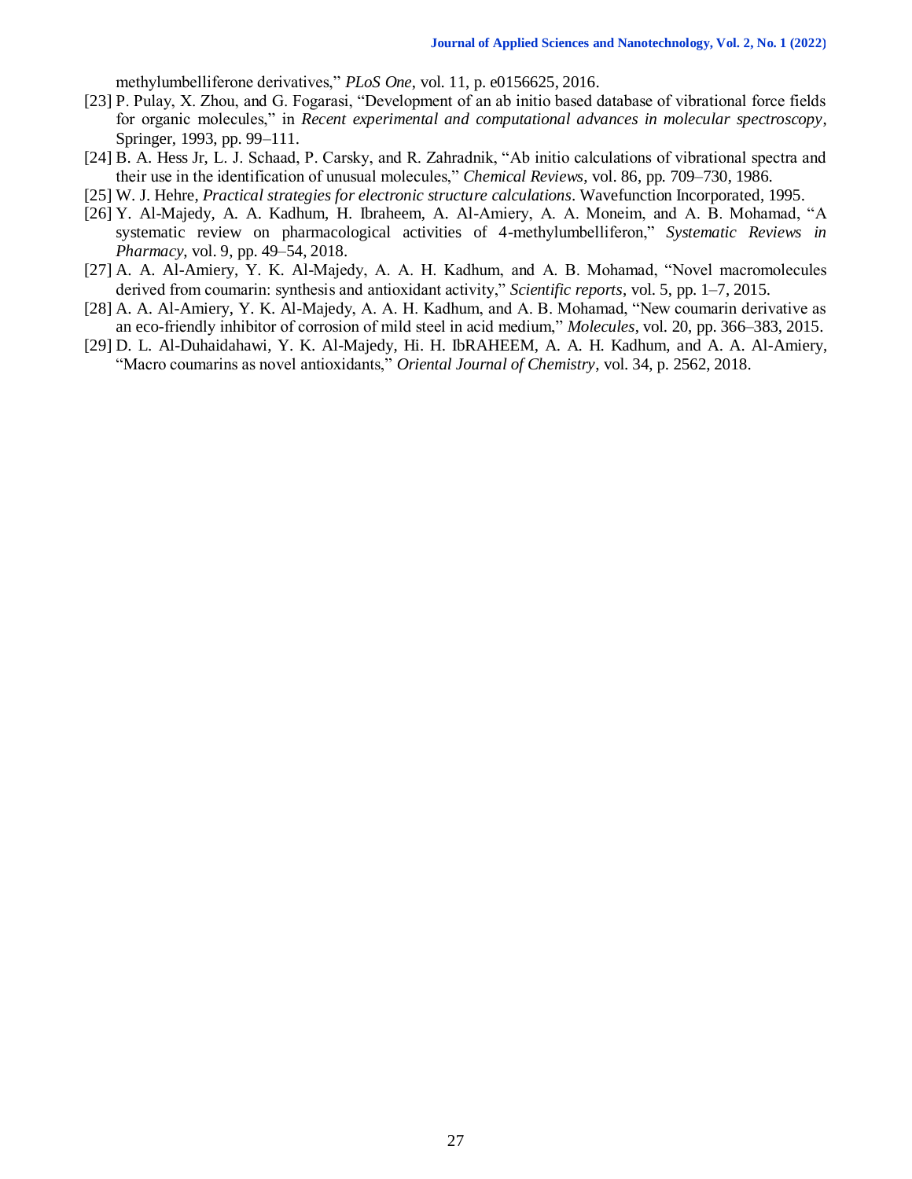methylumbelliferone derivatives," *PLoS One*, vol. 11, p. e0156625, 2016.

[23] P. Pulay, X. Zhou, and G. Fogarasi, "Development of an ab initio based database of vibrational force fields for organic molecules," in *Recent experimental and computational advances in molecular spectroscopy*, Springer, 1993, pp. 99–111.

[24] B. A. Hess Jr, L. J. Schaad, P. Carsky, and R. Zahradnik, "Ab initio calculations of vibrational spectra and their use in the identification of unusual molecules," *Chemical Reviews*, vol. 86, pp. 709–730, 1986.

[25] W. J. Hehre, *Practical strategies for electronic structure calculations*. Wavefunction Incorporated, 1995.

[26] Y. Al-Majedy, A. A. Kadhum, H. Ibraheem, A. Al-Amiery, A. A. Moneim, and A. B. Mohamad, "A systematic review on pharmacological activities of 4-methylumbelliferon," *Systematic Reviews in Pharmacy*, vol. 9, pp. 49–54, 2018.

[27] A. A. Al-Amiery, Y. K. Al-Majedy, A. A. H. Kadhum, and A. B. Mohamad, "Novel macromolecules derived from coumarin: synthesis and antioxidant activity," *Scientific reports*, vol. 5, pp. 1–7, 2015.

[28] A. A. Al-Amiery, Y. K. Al-Majedy, A. A. H. Kadhum, and A. B. Mohamad, "New coumarin derivative as an eco-friendly inhibitor of corrosion of mild steel in acid medium," *Molecules*, vol. 20, pp. 366–383, 2015.

[29] D. L. Al-Duhaidahawi, Y. K. Al-Majedy, Hi. H. IbRAHEEM, A. A. H. Kadhum, and A. A. Al-Amiery, "Macro coumarins as novel antioxidants," *Oriental Journal of Chemistry*, vol. 34, p. 2562, 2018.